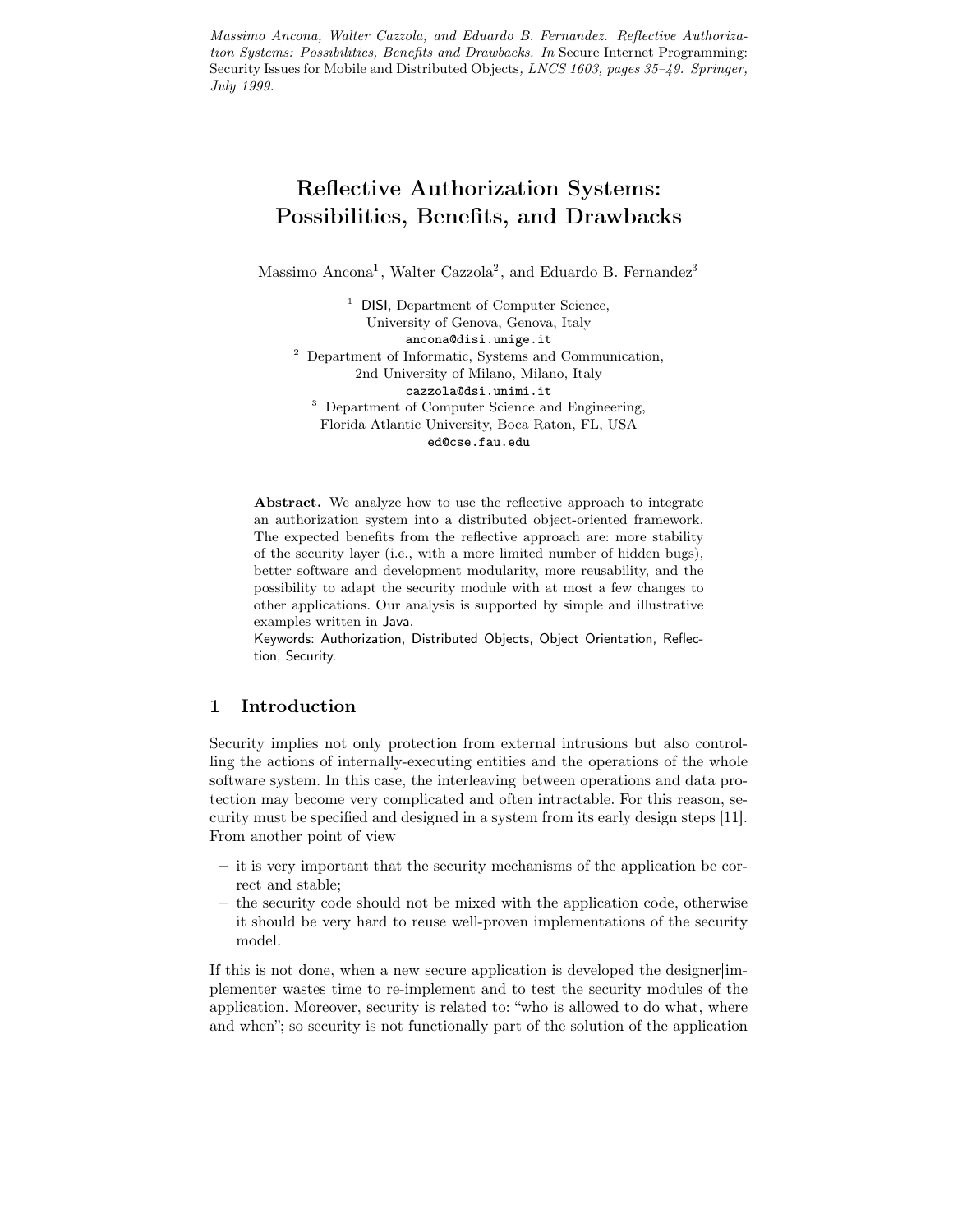*Massimo Ancona, Walter Cazzola, and Eduardo B. Fernandez. Reflective Authorization Systems: Possibilities, Benefits and Drawbacks. In* Secure Internet Programming: Security Issues for Mobile and Distributed Objects*, LNCS 1603, pages 35–49. Springer, July 1999.*

# Reflective Authorization Systems: Possibilities, Benefits, and Drawbacks

Massimo Ancona[1], Walter Cazzola[2], and Eduardo B. Fernandez[3]

[1] DISI, Department of Computer Science, University of Genova, Genova, Italy
ancona@disi.unige.it

[2] Department of Informatic, Systems and Communication, 2nd University of Milano, Milano, Italy
cazzola@dsi.unimi.it

[3] Department of Computer Science and Engineering, Florida Atlantic University, Boca Raton, FL, USA
ed@cse.fau.edu

**Abstract.** We analyze how to use the reflective approach to integrate an authorization system into a distributed object-oriented framework. The expected benefits from the reflective approach are: more stability of the security layer (i.e., with a more limited number of hidden bugs), better software and development modularity, more reusability, and the possibility to adapt the security module with at most a few changes to other applications. Our analysis is supported by simple and illustrative examples written in Java.

Keywords: Authorization, Distributed Objects, Object Orientation, Reflection, Security.

## 1 Introduction

Security implies not only protection from external intrusions but also controlling the actions of internally-executing entities and the operations of the whole software system. In this case, the interleaving between operations and data protection may become very complicated and often intractable. For this reason, security must be specified and designed in a system from its early design steps [11]. From another point of view

- it is very important that the security mechanisms of the application be correct and stable;
- the security code should not be mixed with the application code, otherwise it should be very hard to reuse well-proven implementations of the security model.

If this is not done, when a new secure application is developed the designer|implementer wastes time to re-implement and to test the security modules of the application. Moreover, security is related to: "who is allowed to do what, where and when"; so security is not functionally part of the solution of the application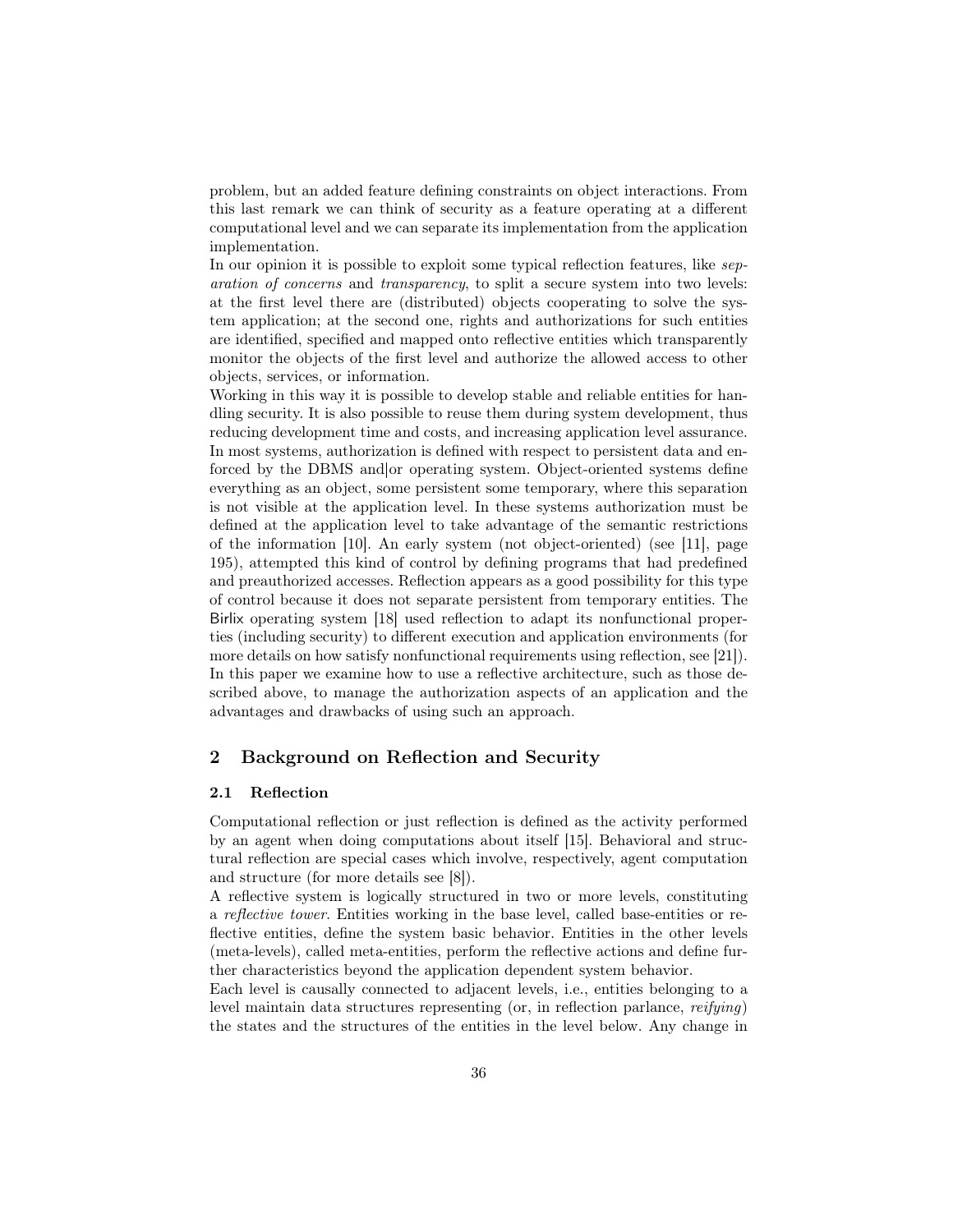problem, but an added feature defining constraints on object interactions. From this last remark we can think of security as a feature operating at a different computational level and we can separate its implementation from the application implementation.

In our opinion it is possible to exploit some typical reflection features, like *separation of concerns* and *transparency*, to split a secure system into two levels: at the first level there are (distributed) objects cooperating to solve the system application; at the second one, rights and authorizations for such entities are identified, specified and mapped onto reflective entities which transparently monitor the objects of the first level and authorize the allowed access to other objects, services, or information.

Working in this way it is possible to develop stable and reliable entities for handling security. It is also possible to reuse them during system development, thus reducing development time and costs, and increasing application level assurance.

In most systems, authorization is defined with respect to persistent data and enforced by the DBMS and|or operating system. Object-oriented systems define everything as an object, some persistent some temporary, where this separation is not visible at the application level. In these systems authorization must be defined at the application level to take advantage of the semantic restrictions of the information [10]. An early system (not object-oriented) (see [11], page 195), attempted this kind of control by defining programs that had predefined and preauthorized accesses. Reflection appears as a good possibility for this type of control because it does not separate persistent from temporary entities. The Birlix operating system [18] used reflection to adapt its nonfunctional properties (including security) to different execution and application environments (for more details on how satisfy nonfunctional requirements using reflection, see [21]).

In this paper we examine how to use a reflective architecture, such as those described above, to manage the authorization aspects of an application and the advantages and drawbacks of using such an approach.

## 2 Background on Reflection and Security

### 2.1 Reflection

Computational reflection or just reflection is defined as the activity performed by an agent when doing computations about itself [15]. Behavioral and structural reflection are special cases which involve, respectively, agent computation and structure (for more details see [8]).

A reflective system is logically structured in two or more levels, constituting a *reflective tower*. Entities working in the base level, called base-entities or reflective entities, define the system basic behavior. Entities in the other levels (meta-levels), called meta-entities, perform the reflective actions and define further characteristics beyond the application dependent system behavior.

Each level is causally connected to adjacent levels, i.e., entities belonging to a level maintain data structures representing (or, in reflection parlance, *reifying*) the states and the structures of the entities in the level below. Any change in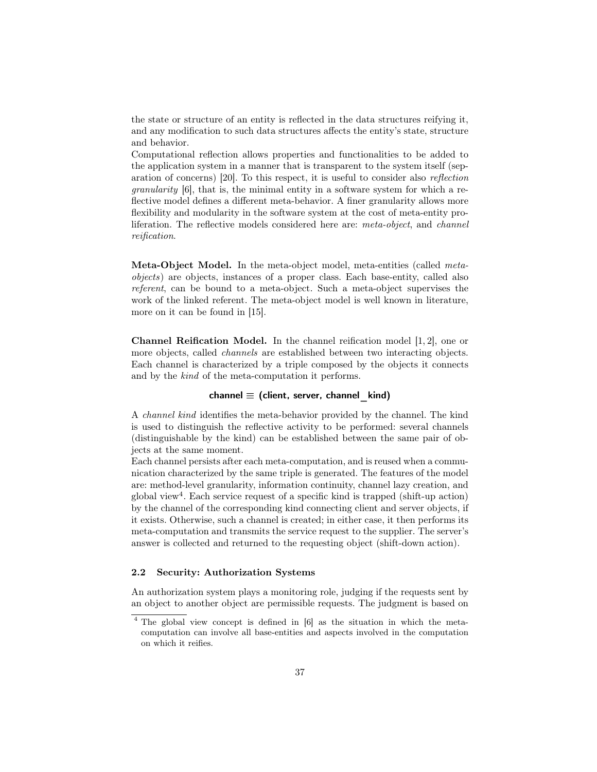the state or structure of an entity is reflected in the data structures reifying it, and any modification to such data structures affects the entity's state, structure and behavior.
Computational reflection allows properties and functionalities to be added to the application system in a manner that is transparent to the system itself (separation of concerns) [20]. To this respect, it is useful to consider also *reflection granularity* [6], that is, the minimal entity in a software system for which a reflective model defines a different meta-behavior. A finer granularity allows more flexibility and modularity in the software system at the cost of meta-entity proliferation. The reflective models considered here are: *meta-object*, and *channel reification*.

**Meta-Object Model.** In the meta-object model, meta-entities (called *meta-objects*) are objects, instances of a proper class. Each base-entity, called also *referent*, can be bound to a meta-object. Such a meta-object supervises the work of the linked referent. The meta-object model is well known in literature, more on it can be found in [15].

**Channel Reification Model.** In the channel reification model [1, 2], one or more objects, called *channels* are established between two interacting objects. Each channel is characterized by a triple composed by the objects it connects and by the *kind* of the meta-computation it performs.

$$\textsf{channel} \equiv \textsf{(client, server, channel\_kind)}$$

A *channel kind* identifies the meta-behavior provided by the channel. The kind is used to distinguish the reflective activity to be performed: several channels (distinguishable by the kind) can be established between the same pair of objects at the same moment.
Each channel persists after each meta-computation, and is reused when a communication characterized by the same triple is generated. The features of the model are: method-level granularity, information continuity, channel lazy creation, and global view[4]. Each service request of a specific kind is trapped (shift-up action) by the channel of the corresponding kind connecting client and server objects, if it exists. Otherwise, such a channel is created; in either case, it then performs its meta-computation and transmits the service request to the supplier. The server's answer is collected and returned to the requesting object (shift-down action).

### 2.2 Security: Authorization Systems

An authorization system plays a monitoring role, judging if the requests sent by an object to another object are permissible requests. The judgment is based on

[4] The global view concept is defined in [6] as the situation in which the meta-computation can involve all base-entities and aspects involved in the computation on which it reifies.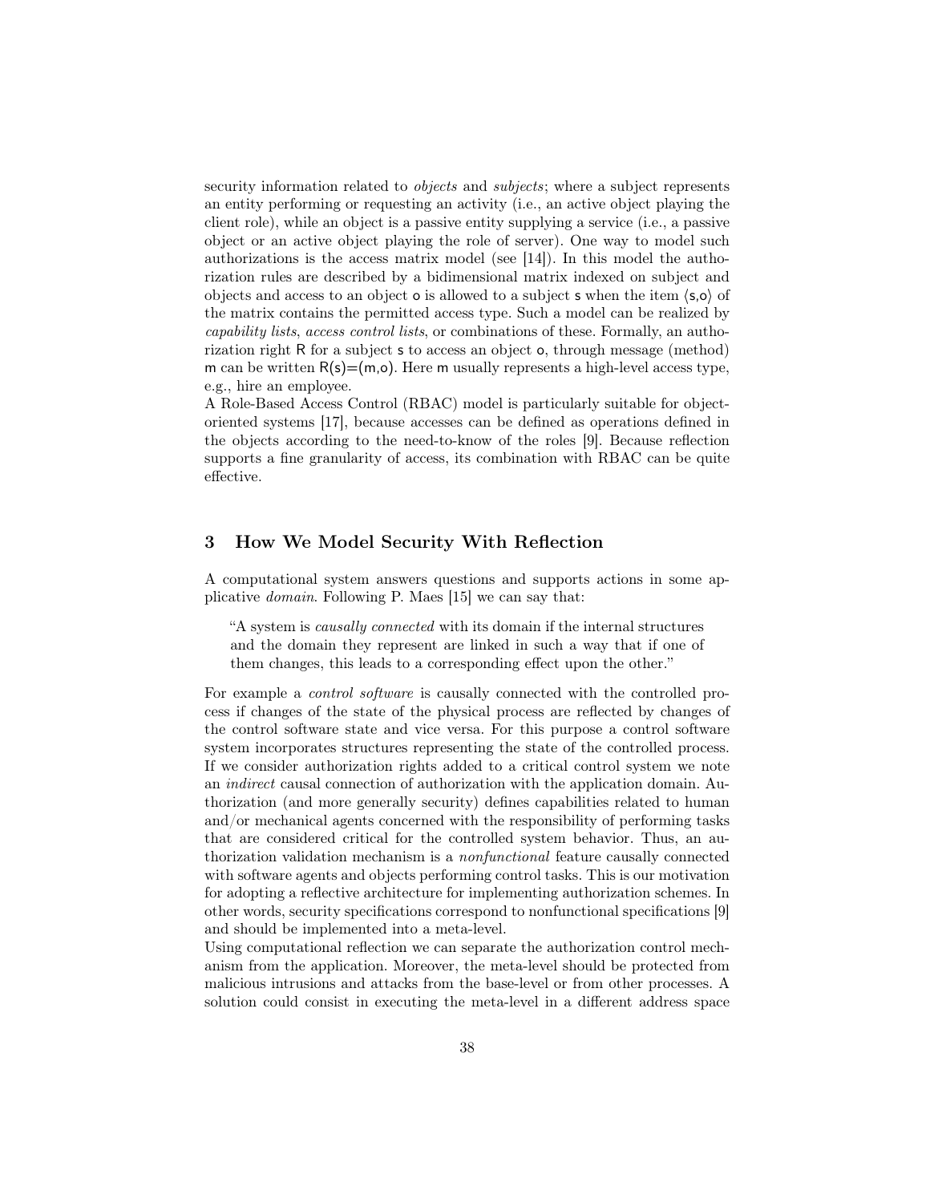security information related to *objects* and *subjects*; where a subject represents an entity performing or requesting an activity (i.e., an active object playing the client role), while an object is a passive entity supplying a service (i.e., a passive object or an active object playing the role of server). One way to model such authorizations is the access matrix model (see [14]). In this model the authorization rules are described by a bidimensional matrix indexed on subject and objects and access to an object o is allowed to a subject s when the item ⟨s,o⟩ of the matrix contains the permitted access type. Such a model can be realized by *capability lists*, *access control lists*, or combinations of these. Formally, an authorization right R for a subject s to access an object o, through message (method) m can be written R(s)=(m,o). Here m usually represents a high-level access type, e.g., hire an employee.

A Role-Based Access Control (RBAC) model is particularly suitable for object-oriented systems [17], because accesses can be defined as operations defined in the objects according to the need-to-know of the roles [9]. Because reflection supports a fine granularity of access, its combination with RBAC can be quite effective.

## 3 How We Model Security With Reflection

A computational system answers questions and supports actions in some applicative *domain*. Following P. Maes [15] we can say that:

> "A system is *causally connected* with its domain if the internal structures and the domain they represent are linked in such a way that if one of them changes, this leads to a corresponding effect upon the other."

For example a *control software* is causally connected with the controlled process if changes of the state of the physical process are reflected by changes of the control software state and vice versa. For this purpose a control software system incorporates structures representing the state of the controlled process. If we consider authorization rights added to a critical control system we note an *indirect* causal connection of authorization with the application domain. Authorization (and more generally security) defines capabilities related to human and/or mechanical agents concerned with the responsibility of performing tasks that are considered critical for the controlled system behavior. Thus, an authorization validation mechanism is a *nonfunctional* feature causally connected with software agents and objects performing control tasks. This is our motivation for adopting a reflective architecture for implementing authorization schemes. In other words, security specifications correspond to nonfunctional specifications [9] and should be implemented into a meta-level.

Using computational reflection we can separate the authorization control mechanism from the application. Moreover, the meta-level should be protected from malicious intrusions and attacks from the base-level or from other processes. A solution could consist in executing the meta-level in a different address space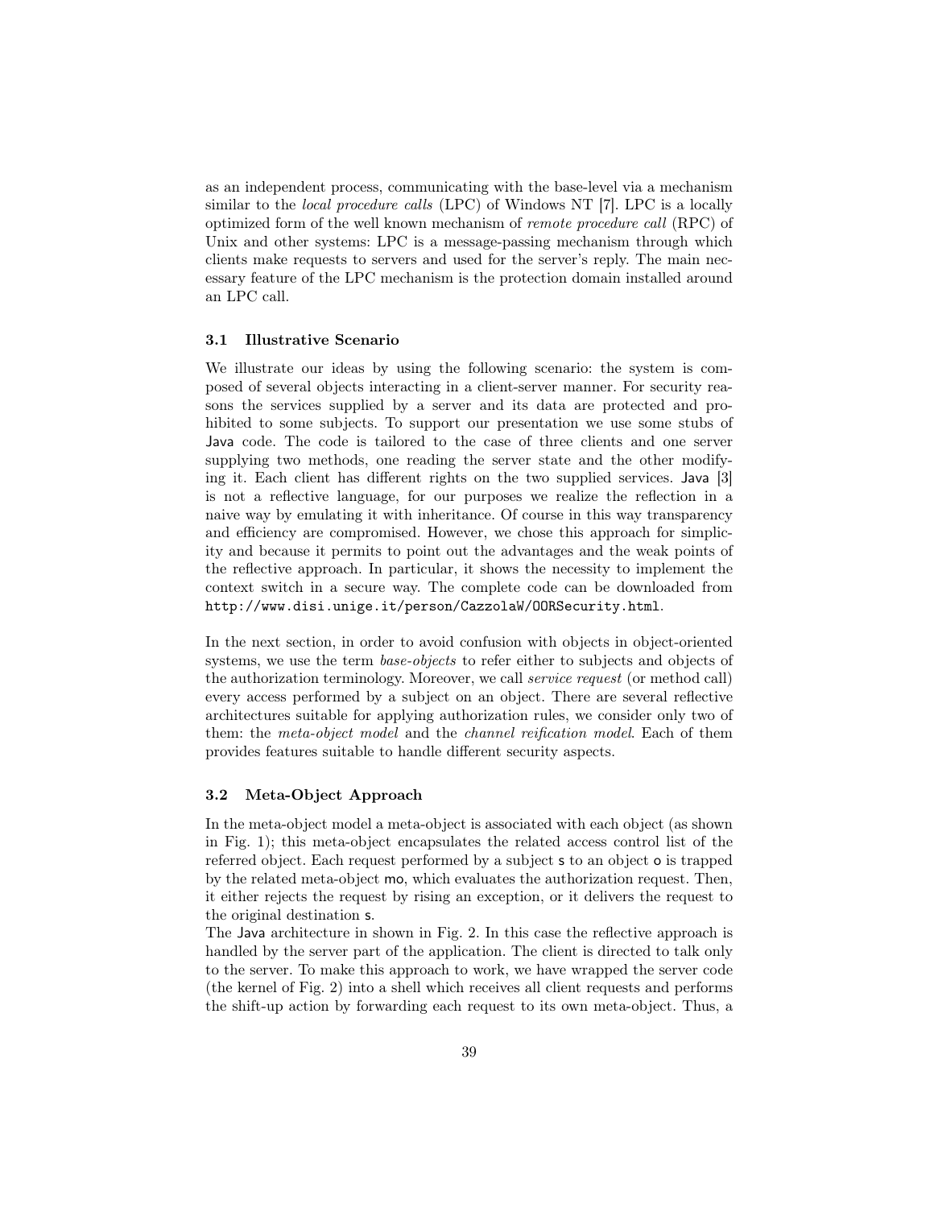as an independent process, communicating with the base-level via a mechanism similar to the *local procedure calls* (LPC) of Windows NT [7]. LPC is a locally optimized form of the well known mechanism of *remote procedure call* (RPC) of Unix and other systems: LPC is a message-passing mechanism through which clients make requests to servers and used for the server's reply. The main necessary feature of the LPC mechanism is the protection domain installed around an LPC call.

### 3.1 Illustrative Scenario

We illustrate our ideas by using the following scenario: the system is composed of several objects interacting in a client-server manner. For security reasons the services supplied by a server and its data are protected and prohibited to some subjects. To support our presentation we use some stubs of Java code. The code is tailored to the case of three clients and one server supplying two methods, one reading the server state and the other modifying it. Each client has different rights on the two supplied services. Java [3] is not a reflective language, for our purposes we realize the reflection in a naive way by emulating it with inheritance. Of course in this way transparency and efficiency are compromised. However, we chose this approach for simplicity and because it permits to point out the advantages and the weak points of the reflective approach. In particular, it shows the necessity to implement the context switch in a secure way. The complete code can be downloaded from `http://www.disi.unige.it/person/CazzolaW/OORSecurity.html`.

In the next section, in order to avoid confusion with objects in object-oriented systems, we use the term *base-objects* to refer either to subjects and objects of the authorization terminology. Moreover, we call *service request* (or method call) every access performed by a subject on an object. There are several reflective architectures suitable for applying authorization rules, we consider only two of them: the *meta-object model* and the *channel reification model*. Each of them provides features suitable to handle different security aspects.

### 3.2 Meta-Object Approach

In the meta-object model a meta-object is associated with each object (as shown in Fig. 1); this meta-object encapsulates the related access control list of the referred object. Each request performed by a subject s to an object o is trapped by the related meta-object mo, which evaluates the authorization request. Then, it either rejects the request by rising an exception, or it delivers the request to the original destination s.
The Java architecture in shown in Fig. 2. In this case the reflective approach is handled by the server part of the application. The client is directed to talk only to the server. To make this approach to work, we have wrapped the server code (the kernel of Fig. 2) into a shell which receives all client requests and performs the shift-up action by forwarding each request to its own meta-object. Thus, a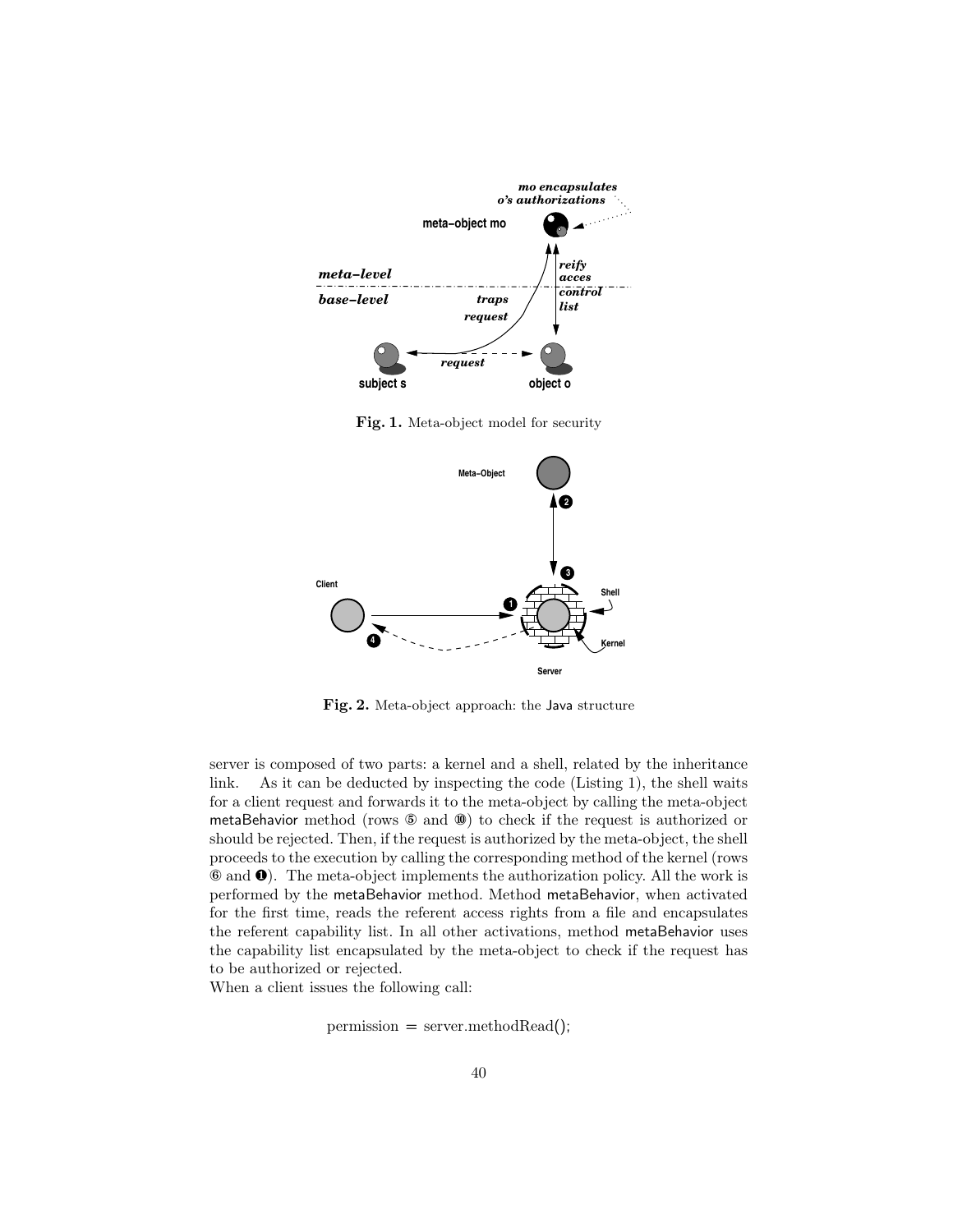**Fig. 1.** Meta-object model for security

**Fig. 2.** Meta-object approach: the Java structure

server is composed of two parts: a kernel and a shell, related by the inheritance link. As it can be deducted by inspecting the code (Listing 1), the shell waits for a client request and forwards it to the meta-object by calling the meta-object metaBehavior method (rows ⑤ and ⑩) to check if the request is authorized or should be rejected. Then, if the request is authorized by the meta-object, the shell proceeds to the execution by calling the corresponding method of the kernel (rows ⑥ and ❶). The meta-object implements the authorization policy. All the work is performed by the metaBehavior method. Method metaBehavior, when activated for the first time, reads the referent access rights from a file and encapsulates the referent capability list. In all other activations, method metaBehavior uses the capability list encapsulated by the meta-object to check if the request has to be authorized or rejected.

When a client issues the following call:

```
permission = server.methodRead();
```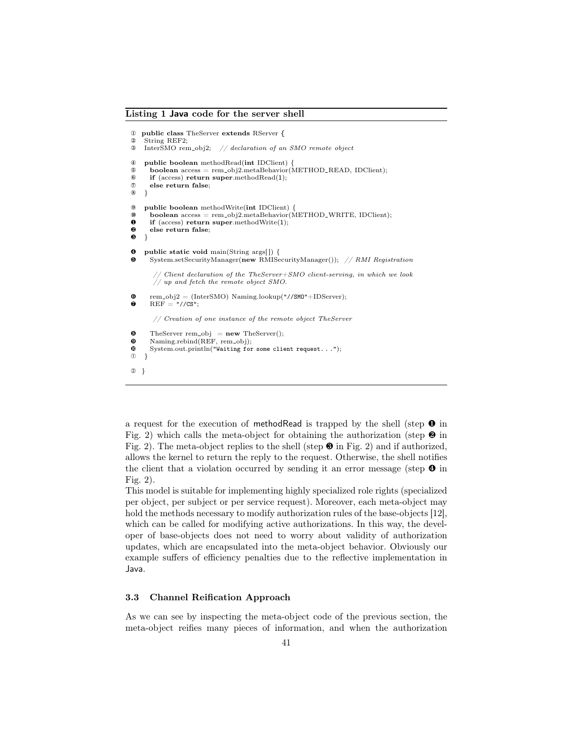**Listing 1 Java code for the server shell**

```
① public class TheServer extends RServer {
②  String REF2;
③  InterSMO rem_obj2;  // declaration of an SMO remote object

④  public boolean methodRead(int IDClient) {
⑤    boolean access = rem_obj2.metaBehavior(METHOD_READ, IDClient);
⑥    if (access) return super.methodRead(1);
⑦    else return false;
⑧  }

⑨  public boolean methodWrite(int IDClient) {
⑩    boolean access = rem_obj2.metaBehavior(METHOD_WRITE, IDClient);
❶    if (access) return super.methodWrite(1);
❷    else return false;
❸  }

❹  public static void main(String args[]) {
❺    System.setSecurityManager(new RMISecurityManager());  // RMI Registration

      // Client declaration of the TheServer+SMO client-serving, in which we look
      // up and fetch the remote object SMO.

❻    rem_obj2 = (InterSMO) Naming.lookup("//SMO"+IDServer);
❼    REF = "//CS";

      // Creation of one instance of the remote object TheServer

❽    TheServer rem_obj  = new TheServer();
❾    Naming.rebind(REF, rem_obj);
❿    System.out.println("Waiting for some client request...");
①  }

② }
```

a request for the execution of methodRead is trapped by the shell (step ❶ in Fig. 2) which calls the meta-object for obtaining the authorization (step ❷ in Fig. 2). The meta-object replies to the shell (step ❸ in Fig. 2) and if authorized, allows the kernel to return the reply to the request. Otherwise, the shell notifies the client that a violation occurred by sending it an error message (step ❹ in Fig. 2).

This model is suitable for implementing highly specialized role rights (specialized per object, per subject or per service request). Moreover, each meta-object may hold the methods necessary to modify authorization rules of the base-objects [12], which can be called for modifying active authorizations. In this way, the developer of base-objects does not need to worry about validity of authorization updates, which are encapsulated into the meta-object behavior. Obviously our example suffers of efficiency penalties due to the reflective implementation in Java.

### 3.3 Channel Reification Approach

As we can see by inspecting the meta-object code of the previous section, the meta-object reifies many pieces of information, and when the authorization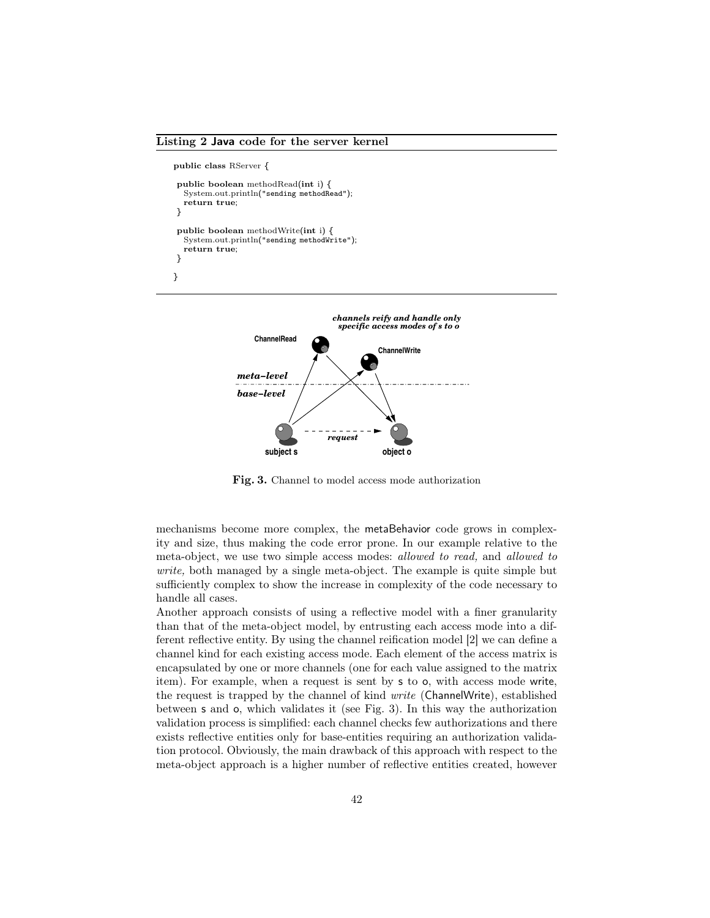**Listing 2 Java code for the server kernel**

```
public class RServer {

 public boolean methodRead(int i) {
   System.out.println("sending methodRead");
   return true;
 }

 public boolean methodWrite(int i) {
   System.out.println("sending methodWrite");
   return true;
 }

}
```

**Fig. 3.** Channel to model access mode authorization

mechanisms become more complex, the metaBehavior code grows in complexity and size, thus making the code error prone. In our example relative to the meta-object, we use two simple access modes: *allowed to read,* and *allowed to write,* both managed by a single meta-object. The example is quite simple but sufficiently complex to show the increase in complexity of the code necessary to handle all cases.

Another approach consists of using a reflective model with a finer granularity than that of the meta-object model, by entrusting each access mode into a different reflective entity. By using the channel reification model [2] we can define a channel kind for each existing access mode. Each element of the access matrix is encapsulated by one or more channels (one for each value assigned to the matrix item). For example, when a request is sent by s to o, with access mode write, the request is trapped by the channel of kind *write* (ChannelWrite), established between s and o, which validates it (see Fig. 3). In this way the authorization validation process is simplified: each channel checks few authorizations and there exists reflective entities only for base-entities requiring an authorization validation protocol. Obviously, the main drawback of this approach with respect to the meta-object approach is a higher number of reflective entities created, however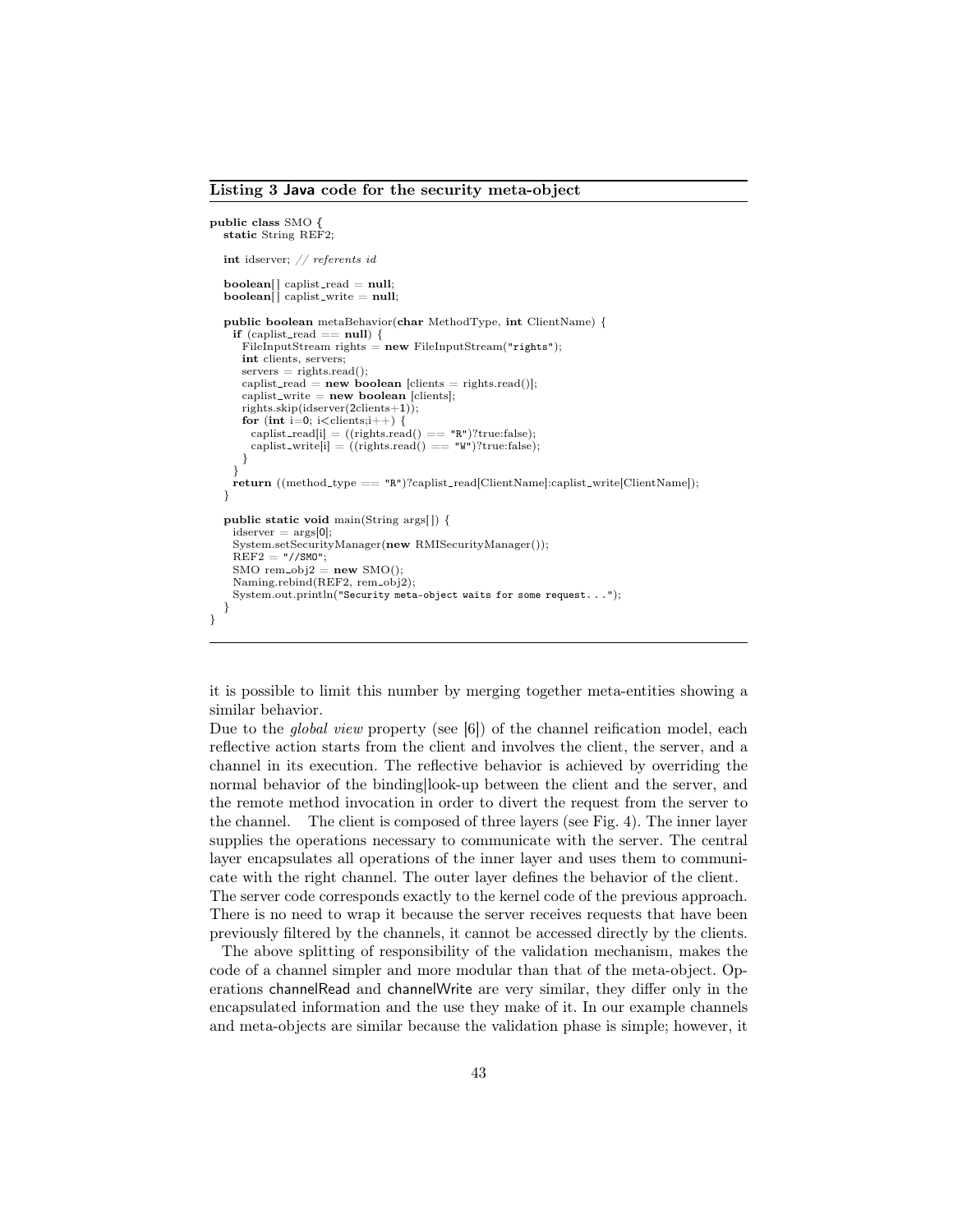**Listing 3 Java code for the security meta-object**

```
public class SMO {
  static String REF2;

  int idserver; // referents id

  boolean[] caplist_read = null;
  boolean[] caplist_write = null;

  public boolean metaBehavior(char MethodType, int ClientName) {
    if (caplist_read == null) {
      FileInputStream rights = new FileInputStream("rights");
      int clients, servers;
      servers = rights.read();
      caplist_read = new boolean [clients = rights.read()];
      caplist_write = new boolean [clients];
      rights.skip(idserver(2clients+1));
      for (int i=0; i<clients;i++) {
        caplist_read[i] = ((rights.read() == "R")?true:false);
        caplist_write[i] = ((rights.read() == "W")?true:false);
      }
    }
    return ((method_type == "R")?caplist_read[ClientName]:caplist_write[ClientName]);
  }

  public static void main(String args[]) {
    idserver = args[0];
    System.setSecurityManager(new RMISecurityManager());
    REF2 = "//SMO";
    SMO rem_obj2 = new SMO();
    Naming.rebind(REF2, rem_obj2);
    System.out.println("Security meta-object waits for some request...");
  }
}
```

it is possible to limit this number by merging together meta-entities showing a similar behavior.

Due to the *global view* property (see [6]) of the channel reification model, each reflective action starts from the client and involves the client, the server, and a channel in its execution. The reflective behavior is achieved by overriding the normal behavior of the binding|look-up between the client and the server, and the remote method invocation in order to divert the request from the server to the channel. The client is composed of three layers (see Fig. 4). The inner layer supplies the operations necessary to communicate with the server. The central layer encapsulates all operations of the inner layer and uses them to communicate with the right channel. The outer layer defines the behavior of the client. The server code corresponds exactly to the kernel code of the previous approach. There is no need to wrap it because the server receives requests that have been previously filtered by the channels, it cannot be accessed directly by the clients.

The above splitting of responsibility of the validation mechanism, makes the code of a channel simpler and more modular than that of the meta-object. Operations channelRead and channelWrite are very similar, they differ only in the encapsulated information and the use they make of it. In our example channels and meta-objects are similar because the validation phase is simple; however, it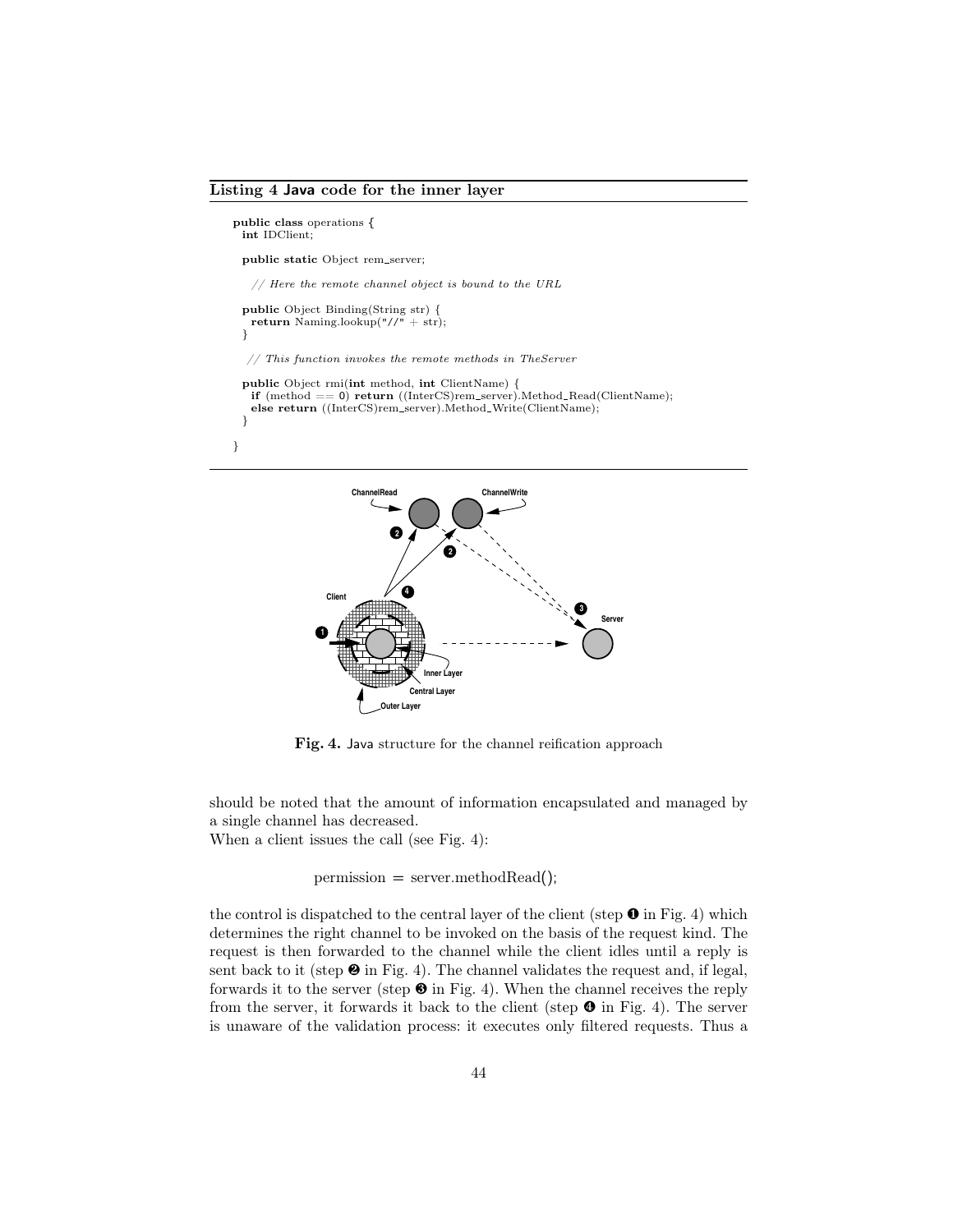**Listing 4 Java code for the inner layer**

```
public class operations {
  int IDClient;

  public static Object rem_server;

    // Here the remote channel object is bound to the URL

  public Object Binding(String str) {
    return Naming.lookup("//" + str);
  }

   // This function invokes the remote methods in TheServer

  public Object rmi(int method, int ClientName) {
    if (method == 0) return ((InterCS)rem_server).Method_Read(ClientName);
    else return ((InterCS)rem_server).Method_Write(ClientName);
  }

}
```

**Fig. 4.** Java structure for the channel reification approach

should be noted that the amount of information encapsulated and managed by a single channel has decreased.
When a client issues the call (see Fig. 4):

permission = server.methodRead();

the control is dispatched to the central layer of the client (step ❶ in Fig. 4) which determines the right channel to be invoked on the basis of the request kind. The request is then forwarded to the channel while the client idles until a reply is sent back to it (step ❷ in Fig. 4). The channel validates the request and, if legal, forwards it to the server (step ❸ in Fig. 4). When the channel receives the reply from the server, it forwards it back to the client (step ❹ in Fig. 4). The server is unaware of the validation process: it executes only filtered requests. Thus a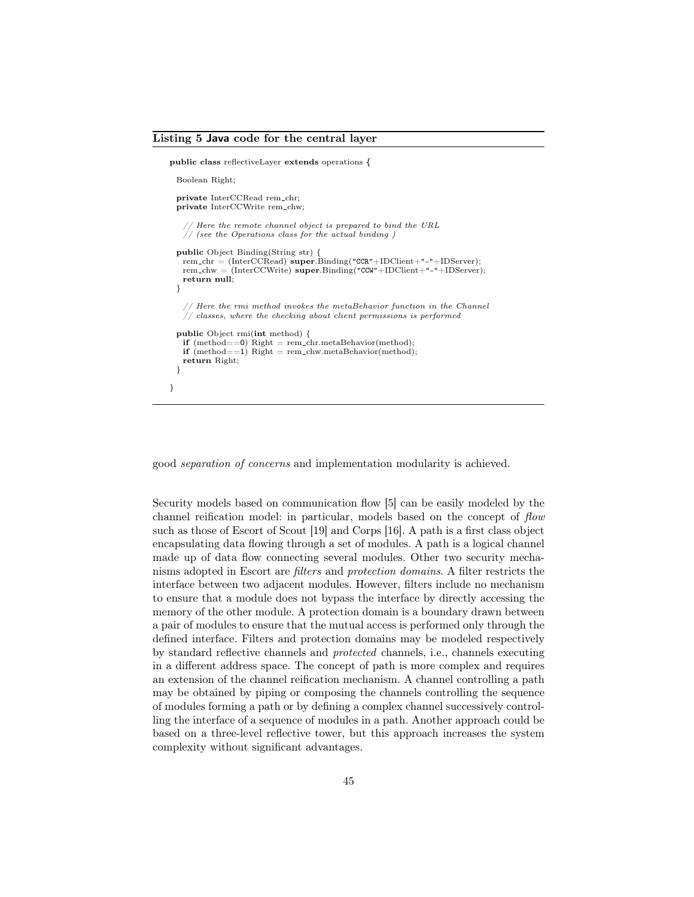**Listing 5 Java code for the central layer**

```
public class reflectiveLayer extends operations {

  Boolean Right;

  private InterCCRead rem_chr;
  private InterCCWrite rem_chw;

    // Here the remote channel object is prepared to bind the URL
    // (see the Operations class for the actual binding )

  public Object Binding(String str) {
    rem_chr = (InterCCRead) super.Binding("CCR"+IDClient+"-"+IDServer);
    rem_chw = (InterCCWrite) super.Binding("CCW"+IDClient+"-"+IDServer);
    return null;
  }

    // Here the rmi method invokes the metaBehavior function in the Channel
    // classes, where the checking about client permissions is performed

  public Object rmi(int method) {
    if (method==0) Right = rem_chr.metaBehavior(method);
    if (method==1) Right = rem_chw.metaBehavior(method);
    return Right;
  }

}
```

good *separation of concerns* and implementation modularity is achieved.

Security models based on communication flow [5] can be easily modeled by the channel reification model: in particular, models based on the concept of *flow* such as those of Escort of Scout [19] and Corps [16]. A path is a first class object encapsulating data flowing through a set of modules. A path is a logical channel made up of data flow connecting several modules. Other two security mechanisms adopted in Escort are *filters* and *protection domains*. A filter restricts the interface between two adjacent modules. However, filters include no mechanism to ensure that a module does not bypass the interface by directly accessing the memory of the other module. A protection domain is a boundary drawn between a pair of modules to ensure that the mutual access is performed only through the defined interface. Filters and protection domains may be modeled respectively by standard reflective channels and *protected* channels, i.e., channels executing in a different address space. The concept of path is more complex and requires an extension of the channel reification mechanism. A channel controlling a path may be obtained by piping or composing the channels controlling the sequence of modules forming a path or by defining a complex channel successively controlling the interface of a sequence of modules in a path. Another approach could be based on a three-level reflective tower, but this approach increases the system complexity without significant advantages.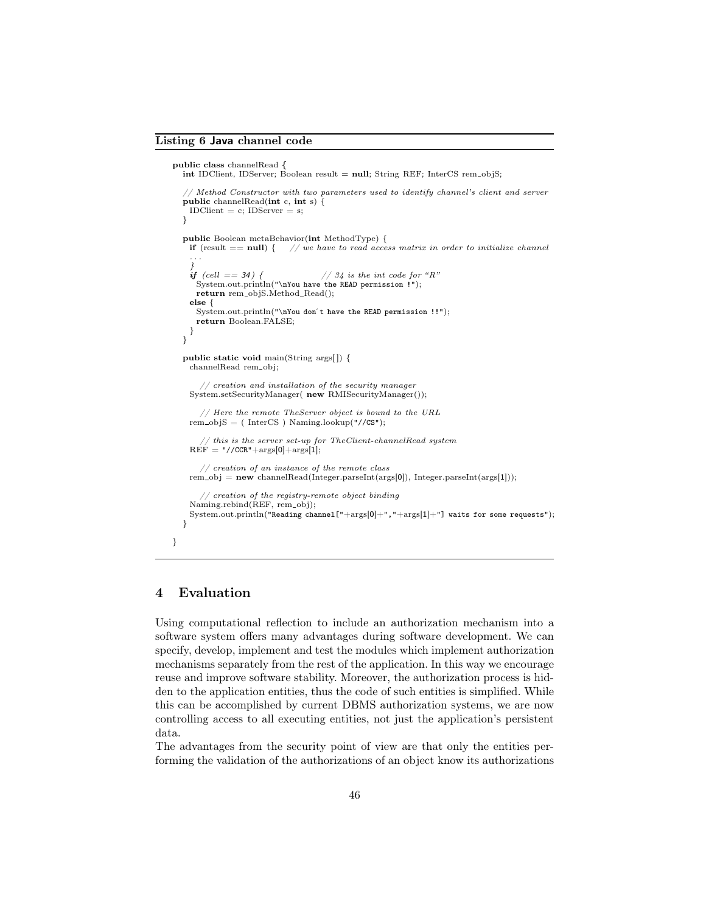**Listing 6 Java channel code**

```
public class channelRead {
  int IDClient, IDServer; Boolean result = null; String REF; InterCS rem_objS;

  // Method Constructor with two parameters used to identify channel's client and server
  public channelRead(int c, int s) {
    IDClient = c; IDServer = s;
  }

  public Boolean metaBehavior(int MethodType) {
    if (result == null) {    // we have to read access matrix in order to initialize channel
    . . .
    }
    if (cell == 34) {               // 34 is the int code for "R"
      System.out.println("\nYou have the READ permission !");
      return rem_objS.Method_Read();
    else {
      System.out.println("\nYou don´t have the READ permission !!");
      return Boolean.FALSE;
    }
  }

  public static void main(String args[]) {
    channelRead rem_obj;

      // creation and installation of the security manager
    System.setSecurityManager( new RMISecurityManager());

      // Here the remote TheServer object is bound to the URL
    rem_objS = ( InterCS ) Naming.lookup("//CS");

      // this is the server set-up for TheClient-channelRead system
    REF = "//CCR"+args[0]+args[1];

      // creation of an instance of the remote class
    rem_obj = new channelRead(Integer.parseInt(args[0]), Integer.parseInt(args[1]));

      // creation of the registry-remote object binding
    Naming.rebind(REF, rem_obj);
    System.out.println("Reading channel["+args[0]+","+args[1]+"] waits for some requests");
  }

}
```

## 4 Evaluation

Using computational reflection to include an authorization mechanism into a software system offers many advantages during software development. We can specify, develop, implement and test the modules which implement authorization mechanisms separately from the rest of the application. In this way we encourage reuse and improve software stability. Moreover, the authorization process is hidden to the application entities, thus the code of such entities is simplified. While this can be accomplished by current DBMS authorization systems, we are now controlling access to all executing entities, not just the application's persistent data.

The advantages from the security point of view are that only the entities performing the validation of the authorizations of an object know its authorizations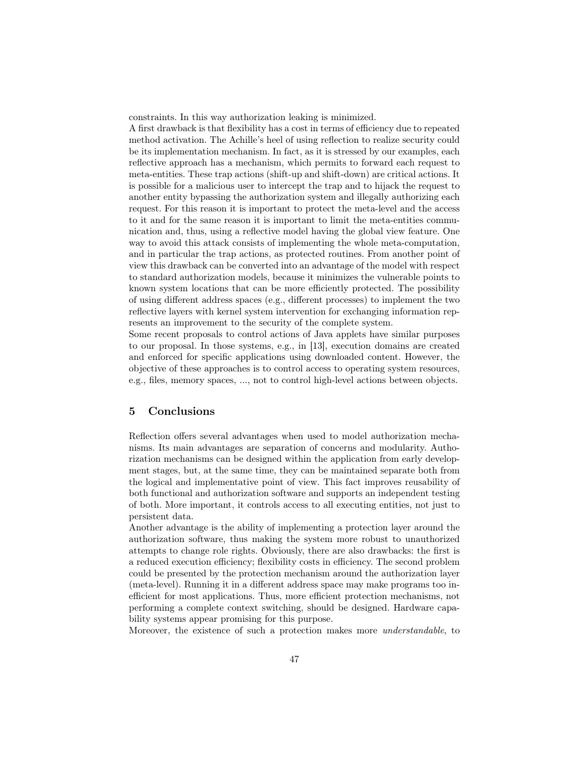constraints. In this way authorization leaking is minimized.

A first drawback is that flexibility has a cost in terms of efficiency due to repeated method activation. The Achille's heel of using reflection to realize security could be its implementation mechanism. In fact, as it is stressed by our examples, each reflective approach has a mechanism, which permits to forward each request to meta-entities. These trap actions (shift-up and shift-down) are critical actions. It is possible for a malicious user to intercept the trap and to hijack the request to another entity bypassing the authorization system and illegally authorizing each request. For this reason it is important to protect the meta-level and the access to it and for the same reason it is important to limit the meta-entities communication and, thus, using a reflective model having the global view feature. One way to avoid this attack consists of implementing the whole meta-computation, and in particular the trap actions, as protected routines. From another point of view this drawback can be converted into an advantage of the model with respect to standard authorization models, because it minimizes the vulnerable points to known system locations that can be more efficiently protected. The possibility of using different address spaces (e.g., different processes) to implement the two reflective layers with kernel system intervention for exchanging information represents an improvement to the security of the complete system.

Some recent proposals to control actions of Java applets have similar purposes to our proposal. In those systems, e.g., in [13], execution domains are created and enforced for specific applications using downloaded content. However, the objective of these approaches is to control access to operating system resources, e.g., files, memory spaces, ..., not to control high-level actions between objects.

## 5 Conclusions

Reflection offers several advantages when used to model authorization mechanisms. Its main advantages are separation of concerns and modularity. Authorization mechanisms can be designed within the application from early development stages, but, at the same time, they can be maintained separate both from the logical and implementative point of view. This fact improves reusability of both functional and authorization software and supports an independent testing of both. More important, it controls access to all executing entities, not just to persistent data.

Another advantage is the ability of implementing a protection layer around the authorization software, thus making the system more robust to unauthorized attempts to change role rights. Obviously, there are also drawbacks: the first is a reduced execution efficiency; flexibility costs in efficiency. The second problem could be presented by the protection mechanism around the authorization layer (meta-level). Running it in a different address space may make programs too inefficient for most applications. Thus, more efficient protection mechanisms, not performing a complete context switching, should be designed. Hardware capability systems appear promising for this purpose.

Moreover, the existence of such a protection makes more *understandable*, to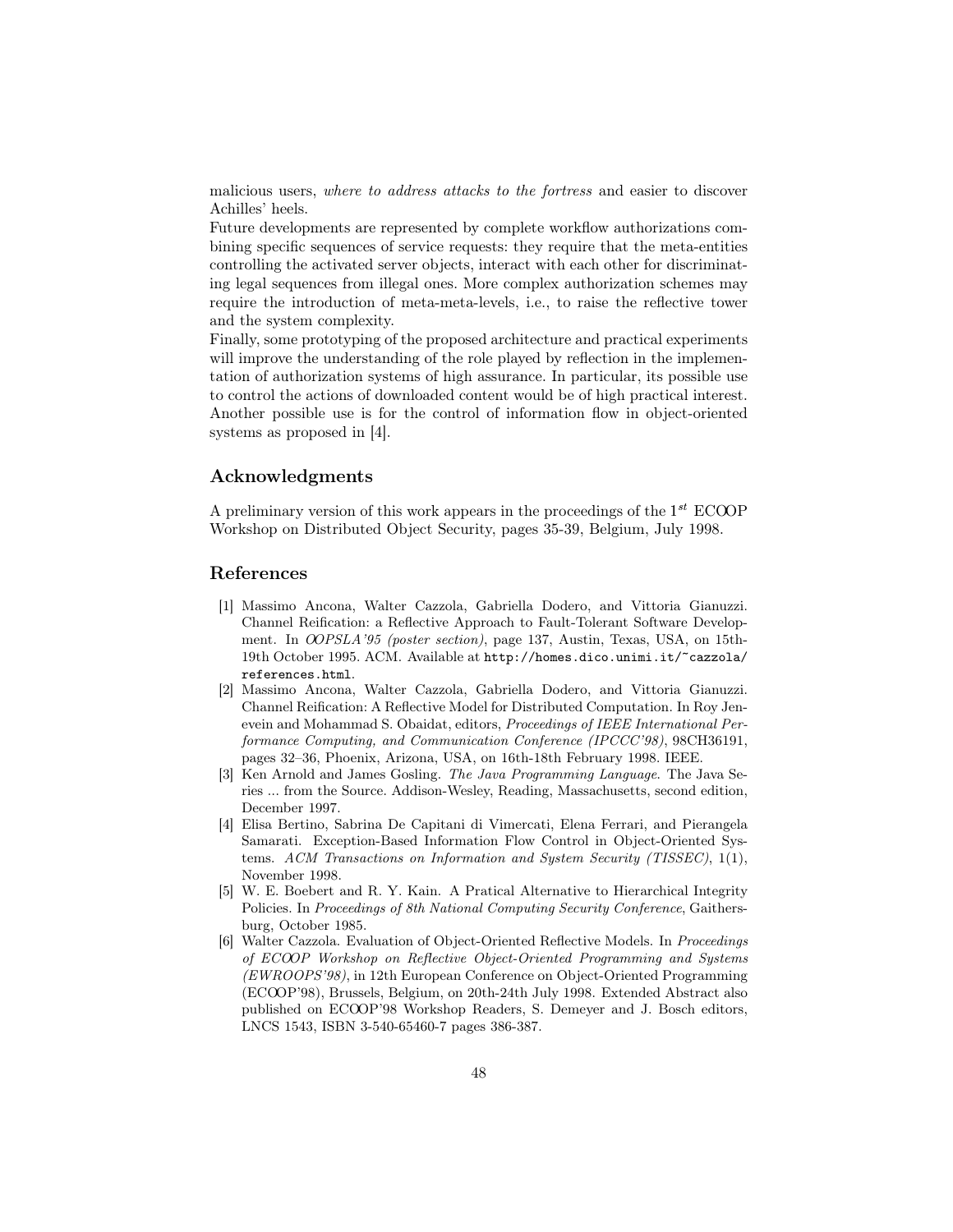malicious users, *where to address attacks to the fortress* and easier to discover Achilles' heels.

Future developments are represented by complete workflow authorizations combining specific sequences of service requests: they require that the meta-entities controlling the activated server objects, interact with each other for discriminating legal sequences from illegal ones. More complex authorization schemes may require the introduction of meta-meta-levels, i.e., to raise the reflective tower and the system complexity.

Finally, some prototyping of the proposed architecture and practical experiments will improve the understanding of the role played by reflection in the implementation of authorization systems of high assurance. In particular, its possible use to control the actions of downloaded content would be of high practical interest. Another possible use is for the control of information flow in object-oriented systems as proposed in [4].

## Acknowledgments

A preliminary version of this work appears in the proceedings of the $1^{st}$ ECOOP Workshop on Distributed Object Security, pages 35-39, Belgium, July 1998.

## References

[1] Massimo Ancona, Walter Cazzola, Gabriella Dodero, and Vittoria Gianuzzi. Channel Reification: a Reflective Approach to Fault-Tolerant Software Development. In *OOPSLA'95 (poster section)*, page 137, Austin, Texas, USA, on 15th-19th October 1995. ACM. Available at `http://homes.dico.unimi.it/~cazzola/references.html`.

[2] Massimo Ancona, Walter Cazzola, Gabriella Dodero, and Vittoria Gianuzzi. Channel Reification: A Reflective Model for Distributed Computation. In Roy Jenevein and Mohammad S. Obaidat, editors, *Proceedings of IEEE International Performance Computing, and Communication Conference (IPCCC'98)*, 98CH36191, pages 32–36, Phoenix, Arizona, USA, on 16th-18th February 1998. IEEE.

[3] Ken Arnold and James Gosling. *The Java Programming Language*. The Java Series ... from the Source. Addison-Wesley, Reading, Massachusetts, second edition, December 1997.

[4] Elisa Bertino, Sabrina De Capitani di Vimercati, Elena Ferrari, and Pierangela Samarati. Exception-Based Information Flow Control in Object-Oriented Systems. *ACM Transactions on Information and System Security (TISSEC)*, 1(1), November 1998.

[5] W. E. Boebert and R. Y. Kain. A Pratical Alternative to Hierarchical Integrity Policies. In *Proceedings of 8th National Computing Security Conference*, Gaithersburg, October 1985.

[6] Walter Cazzola. Evaluation of Object-Oriented Reflective Models. In *Proceedings of ECOOP Workshop on Reflective Object-Oriented Programming and Systems (EWROOPS'98)*, in 12th European Conference on Object-Oriented Programming (ECOOP'98), Brussels, Belgium, on 20th-24th July 1998. Extended Abstract also published on ECOOP'98 Workshop Readers, S. Demeyer and J. Bosch editors, LNCS 1543, ISBN 3-540-65460-7 pages 386-387.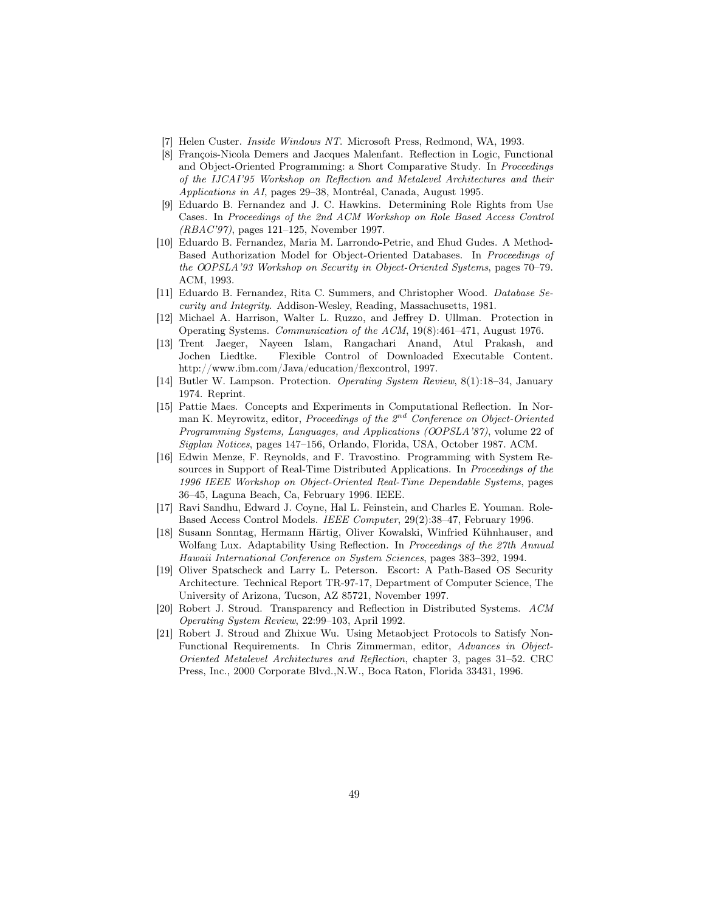[7] Helen Custer. *Inside Windows NT*. Microsoft Press, Redmond, WA, 1993.

[8] François-Nicola Demers and Jacques Malenfant. Reflection in Logic, Functional and Object-Oriented Programming: a Short Comparative Study. In *Proceedings of the IJCAI'95 Workshop on Reflection and Metalevel Architectures and their Applications in AI*, pages 29–38, Montréal, Canada, August 1995.

[9] Eduardo B. Fernandez and J. C. Hawkins. Determining Role Rights from Use Cases. In *Proceedings of the 2nd ACM Workshop on Role Based Access Control (RBAC'97)*, pages 121–125, November 1997.

[10] Eduardo B. Fernandez, Maria M. Larrondo-Petrie, and Ehud Gudes. A Method-Based Authorization Model for Object-Oriented Databases. In *Proceedings of the OOPSLA'93 Workshop on Security in Object-Oriented Systems*, pages 70–79. ACM, 1993.

[11] Eduardo B. Fernandez, Rita C. Summers, and Christopher Wood. *Database Security and Integrity*. Addison-Wesley, Reading, Massachusetts, 1981.

[12] Michael A. Harrison, Walter L. Ruzzo, and Jeffrey D. Ullman. Protection in Operating Systems. *Communication of the ACM*, 19(8):461–471, August 1976.

[13] Trent Jaeger, Nayeen Islam, Rangachari Anand, Atul Prakash, and Jochen Liedtke. Flexible Control of Downloaded Executable Content. http://www.ibm.com/Java/education/flexcontrol, 1997.

[14] Butler W. Lampson. Protection. *Operating System Review*, 8(1):18–34, January 1974. Reprint.

[15] Pattie Maes. Concepts and Experiments in Computational Reflection. In Norman K. Meyrowitz, editor, *Proceedings of the 2nd Conference on Object-Oriented Programming Systems, Languages, and Applications (OOPSLA'87)*, volume 22 of *Sigplan Notices*, pages 147–156, Orlando, Florida, USA, October 1987. ACM.

[16] Edwin Menze, F. Reynolds, and F. Travostino. Programming with System Resources in Support of Real-Time Distributed Applications. In *Proceedings of the 1996 IEEE Workshop on Object-Oriented Real-Time Dependable Systems*, pages 36–45, Laguna Beach, Ca, February 1996. IEEE.

[17] Ravi Sandhu, Edward J. Coyne, Hal L. Feinstein, and Charles E. Youman. Role-Based Access Control Models. *IEEE Computer*, 29(2):38–47, February 1996.

[18] Susann Sonntag, Hermann Härtig, Oliver Kowalski, Winfried Kühnhauser, and Wolfang Lux. Adaptability Using Reflection. In *Proceedings of the 27th Annual Hawaii International Conference on System Sciences*, pages 383–392, 1994.

[19] Oliver Spatscheck and Larry L. Peterson. Escort: A Path-Based OS Security Architecture. Technical Report TR-97-17, Department of Computer Science, The University of Arizona, Tucson, AZ 85721, November 1997.

[20] Robert J. Stroud. Transparency and Reflection in Distributed Systems. *ACM Operating System Review*, 22:99–103, April 1992.

[21] Robert J. Stroud and Zhixue Wu. Using Metaobject Protocols to Satisfy Non-Functional Requirements. In Chris Zimmerman, editor, *Advances in Object-Oriented Metalevel Architectures and Reflection*, chapter 3, pages 31–52. CRC Press, Inc., 2000 Corporate Blvd.,N.W., Boca Raton, Florida 33431, 1996.